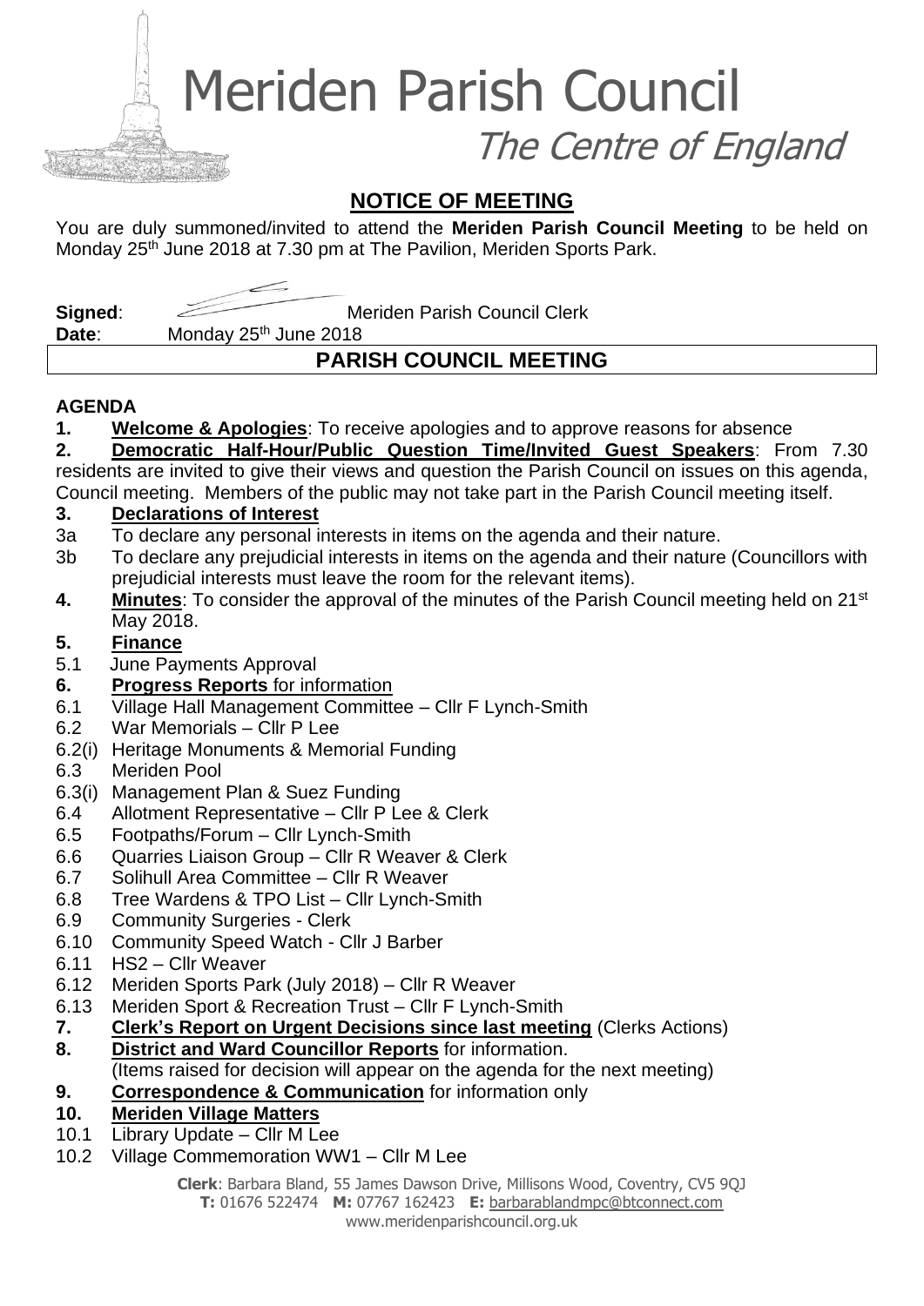# Meriden Parish Council

*The Centre of England*

## NOTICE OF MEETING

You are duly summoned/invited to attend the **Meriden Parish Council Meeting** to be held on Monday 25th June 2018 at 7.30 pm at The Pavilion, Meriden Sports Park.

**Signed**: Meriden Parish Council Clerk
**Date**: Monday 25th June 2018

## PARISH COUNCIL MEETING

**AGENDA**

**1. Welcome & Apologies**: To receive apologies and to approve reasons for absence

**2. Democratic Half-Hour/Public Question Time/Invited Guest Speakers**: From 7.30 residents are invited to give their views and question the Parish Council on issues on this agenda, Council meeting. Members of the public may not take part in the Parish Council meeting itself.

**3. Declarations of Interest**

3a To declare any personal interests in items on the agenda and their nature.

3b To declare any prejudicial interests in items on the agenda and their nature (Councillors with prejudicial interests must leave the room for the relevant items).

**4. Minutes**: To consider the approval of the minutes of the Parish Council meeting held on 21st May 2018.

**5. Finance**

5.1 June Payments Approval

**6. Progress Reports** for information

6.1 Village Hall Management Committee – Cllr F Lynch-Smith

6.2 War Memorials – Cllr P Lee

6.2(i) Heritage Monuments & Memorial Funding

6.3 Meriden Pool

6.3(i) Management Plan & Suez Funding

6.4 Allotment Representative – Cllr P Lee & Clerk

6.5 Footpaths/Forum – Cllr Lynch-Smith

6.6 Quarries Liaison Group – Cllr R Weaver & Clerk

6.7 Solihull Area Committee – Cllr R Weaver

6.8 Tree Wardens & TPO List – Cllr Lynch-Smith

6.9 Community Surgeries - Clerk

6.10 Community Speed Watch - Cllr J Barber

6.11 HS2 – Cllr Weaver

6.12 Meriden Sports Park (July 2018) – Cllr R Weaver

6.13 Meriden Sport & Recreation Trust – Cllr F Lynch-Smith

**7. Clerk's Report on Urgent Decisions since last meeting** (Clerks Actions)

**8. District and Ward Councillor Reports** for information.
(Items raised for decision will appear on the agenda for the next meeting)

**9. Correspondence & Communication** for information only

**10. Meriden Village Matters**

10.1 Library Update – Cllr M Lee

10.2 Village Commemoration WW1 – Cllr M Lee

**Clerk**: Barbara Bland, 55 James Dawson Drive, Millisons Wood, Coventry, CV5 9QJ
**T:** 01676 522474 **M:** 07767 162423 **E:** barbarablandmpc@btconnect.com
www.meridenparishcouncil.org.uk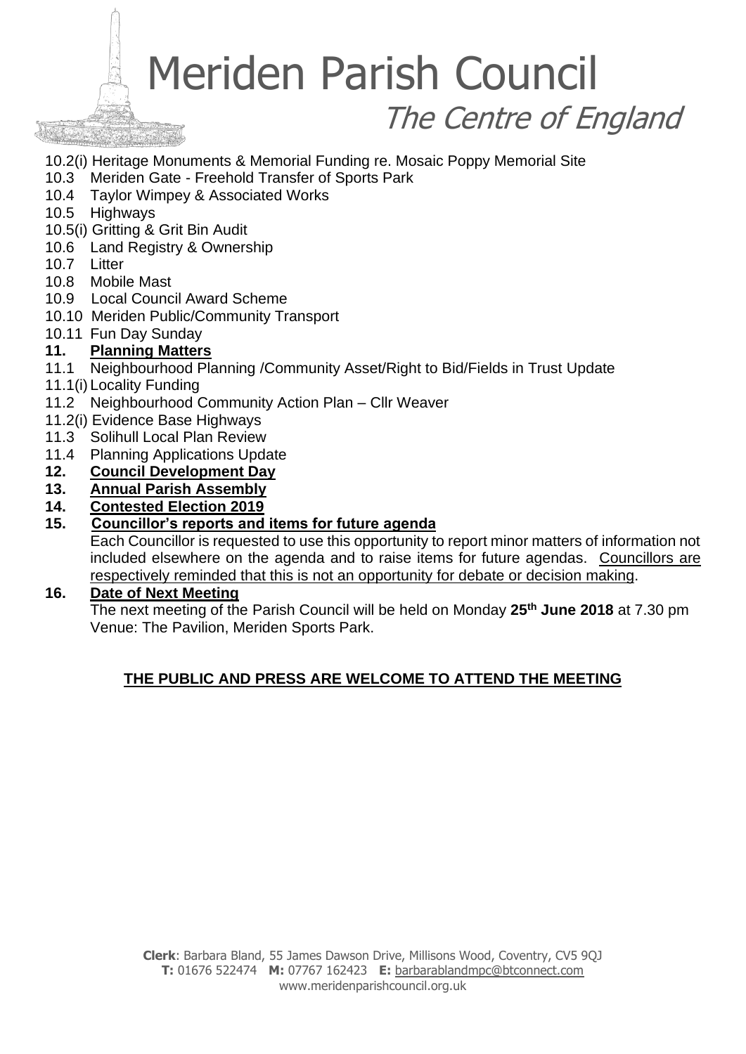# Meriden Parish Council

## *The Centre of England*

10.2(i) Heritage Monuments & Memorial Funding re. Mosaic Poppy Memorial Site
10.3 Meriden Gate - Freehold Transfer of Sports Park
10.4 Taylor Wimpey & Associated Works
10.5 Highways
10.5(i) Gritting & Grit Bin Audit
10.6 Land Registry & Ownership
10.7 Litter
10.8 Mobile Mast
10.9 Local Council Award Scheme
10.10 Meriden Public/Community Transport
10.11 Fun Day Sunday

**11. Planning Matters**

11.1 Neighbourhood Planning /Community Asset/Right to Bid/Fields in Trust Update
11.1(i) Locality Funding
11.2 Neighbourhood Community Action Plan – Cllr Weaver
11.2(i) Evidence Base Highways
11.3 Solihull Local Plan Review
11.4 Planning Applications Update

**12. Council Development Day**

**13. Annual Parish Assembly**

**14. Contested Election 2019**

**15. Councillor's reports and items for future agenda**

Each Councillor is requested to use this opportunity to report minor matters of information not included elsewhere on the agenda and to raise items for future agendas. Councillors are respectively reminded that this is not an opportunity for debate or decision making.

**16. Date of Next Meeting**

The next meeting of the Parish Council will be held on Monday **25th June 2018** at 7.30 pm Venue: The Pavilion, Meriden Sports Park.

**THE PUBLIC AND PRESS ARE WELCOME TO ATTEND THE MEETING**

**Clerk**: Barbara Bland, 55 James Dawson Drive, Millisons Wood, Coventry, CV5 9QJ
**T:** 01676 522474 **M:** 07767 162423 **E:** barbarablandmpc@btconnect.com
www.meridenparishcouncil.org.uk